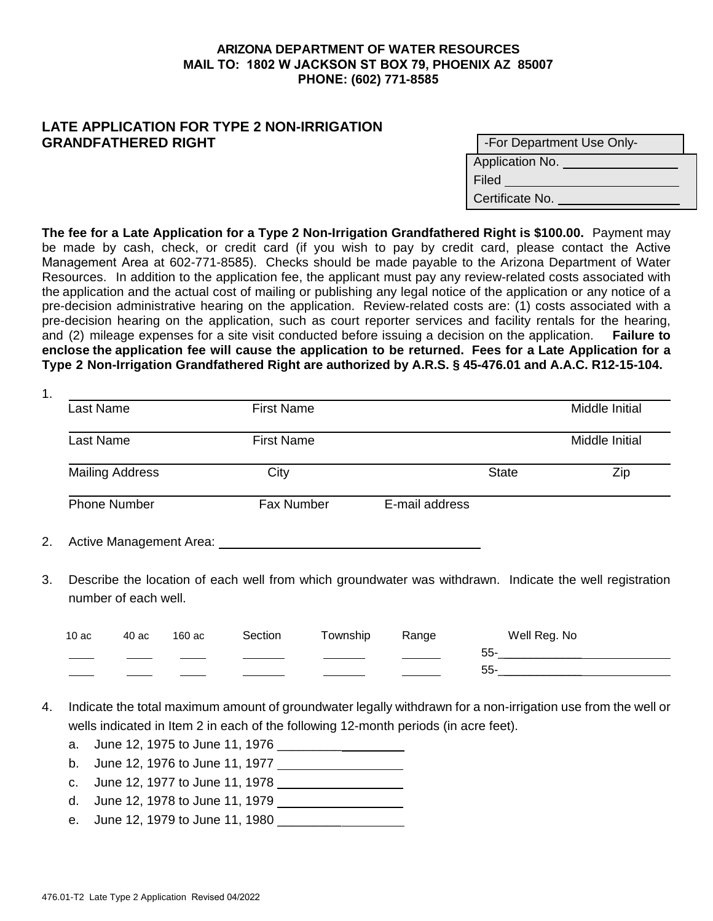**ARIZONA DEPARTMENT OF WATER RESOURCES**
**MAIL TO: 1802 W JACKSON ST BOX 79, PHOENIX AZ 85007**
**PHONE: (602) 771-8585**

## LATE APPLICATION FOR TYPE 2 NON-IRRIGATION GRANDFATHERED RIGHT

| -For Department Use Only- |
|---|
| Application No. ______________ |
| Filed ______________ |
| Certificate No. ______________ |

**The fee for a Late Application for a Type 2 Non-Irrigation Grandfathered Right is $100.00.** Payment may be made by cash, check, or credit card (if you wish to pay by credit card, please contact the Active Management Area at 602-771-8585). Checks should be made payable to the Arizona Department of Water Resources. In addition to the application fee, the applicant must pay any review-related costs associated with the application and the actual cost of mailing or publishing any legal notice of the application or any notice of a pre-decision administrative hearing on the application. Review-related costs are: (1) costs associated with a pre-decision hearing on the application, such as court reporter services and facility rentals for the hearing, and (2) mileage expenses for a site visit conducted before issuing a decision on the application. **Failure to enclose the application fee will cause the application to be returned. Fees for a Late Application for a Type 2 Non-Irrigation Grandfathered Right are authorized by A.R.S. § 45-476.01 and A.A.C. R12-15-104.**

1. ______________________________________________
   Last Name　　First Name　　Middle Initial

   ______________________________________________
   Last Name　　First Name　　Middle Initial

   ______________________________________________
   Mailing Address　　City　　State　　Zip

   ______________________________________________
   Phone Number　　Fax Number　　E-mail address

2. Active Management Area: ______________________________

3. Describe the location of each well from which groundwater was withdrawn. Indicate the well registration number of each well.

| 10 ac | 40 ac | 160 ac | Section | Township | Range | Well Reg. No |
|---|---|---|---|---|---|---|
| ____ | ____ | ____ | ______ | ______ | ______ | 55-____________ |
| ____ | ____ | ____ | ______ | ______ | ______ | 55-____________ |

4. Indicate the total maximum amount of groundwater legally withdrawn for a non-irrigation use from the well or wells indicated in Item 2 in each of the following 12-month periods (in acre feet).
   a. June 12, 1975 to June 11, 1976 __________________
   b. June 12, 1976 to June 11, 1977 __________________
   c. June 12, 1977 to June 11, 1978 __________________
   d. June 12, 1978 to June 11, 1979 __________________
   e. June 12, 1979 to June 11, 1980 __________________

476.01-T2 Late Type 2 Application Revised 04/2022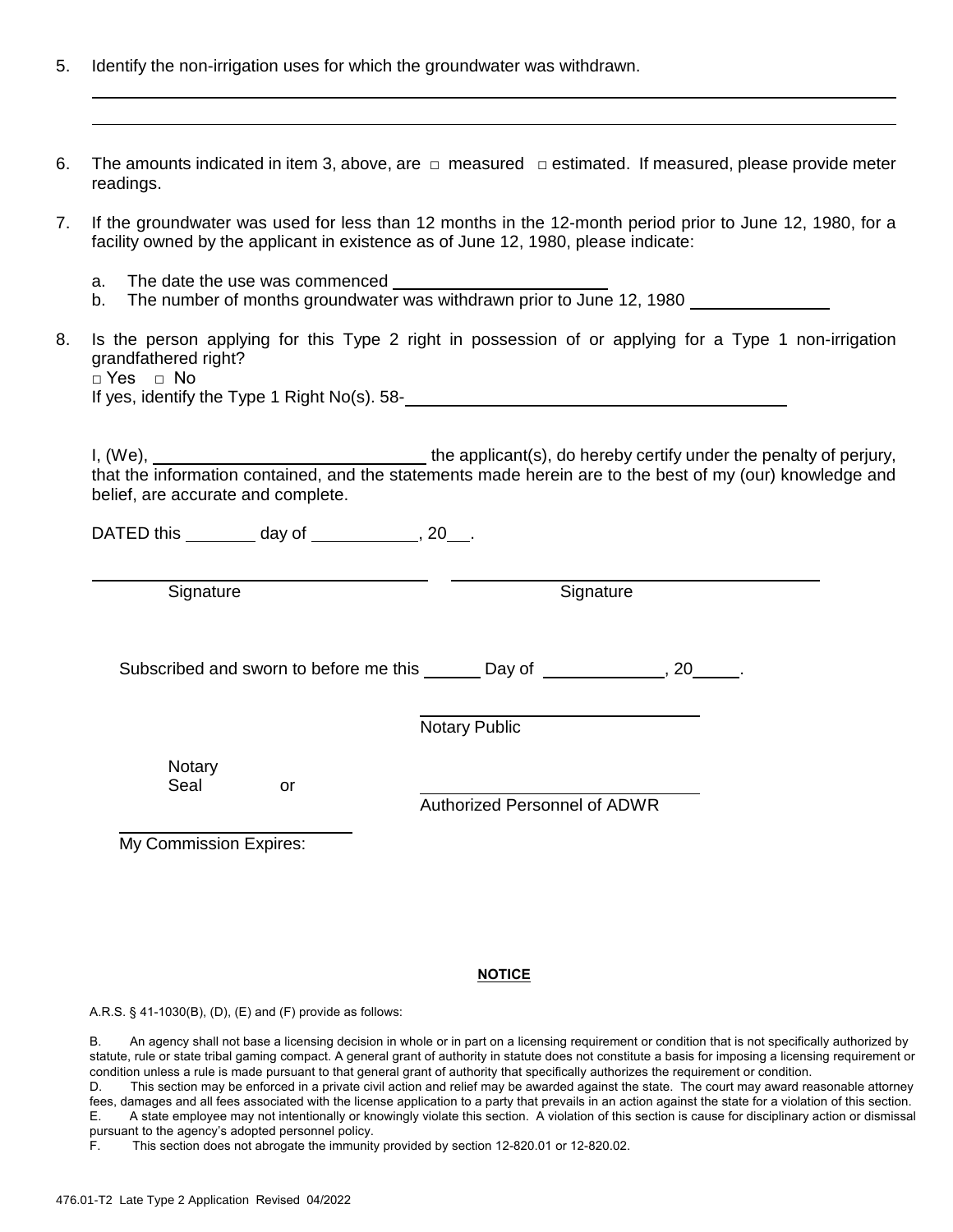5. Identify the non-irrigation uses for which the groundwater was withdrawn.

\_\_\_\_\_\_\_\_\_\_\_\_\_\_\_\_\_\_\_\_\_\_\_\_\_\_\_\_\_\_\_\_\_\_\_\_\_\_\_\_\_\_\_\_\_\_\_\_\_\_\_\_\_\_\_\_\_\_\_\_\_\_\_\_\_\_\_\_\_\_\_\_\_\_\_\_\_\_

\_\_\_\_\_\_\_\_\_\_\_\_\_\_\_\_\_\_\_\_\_\_\_\_\_\_\_\_\_\_\_\_\_\_\_\_\_\_\_\_\_\_\_\_\_\_\_\_\_\_\_\_\_\_\_\_\_\_\_\_\_\_\_\_\_\_\_\_\_\_\_\_\_\_\_\_\_\_

6. The amounts indicated in item 3, above, are □ measured □ estimated. If measured, please provide meter readings.

7. If the groundwater was used for less than 12 months in the 12-month period prior to June 12, 1980, for a facility owned by the applicant in existence as of June 12, 1980, please indicate:

   a. The date the use was commenced \_\_\_\_\_\_\_\_\_\_\_\_\_\_\_\_\_\_\_\_
   b. The number of months groundwater was withdrawn prior to June 12, 1980 \_\_\_\_\_\_\_\_\_\_\_\_

8. Is the person applying for this Type 2 right in possession of or applying for a Type 1 non-irrigation grandfathered right?
   □ Yes □ No
   If yes, identify the Type 1 Right No(s). 58-\_\_\_\_\_\_\_\_\_\_\_\_\_\_\_\_\_\_\_\_\_\_\_\_\_\_\_\_\_\_\_\_\_\_\_\_

I, (We), \_\_\_\_\_\_\_\_\_\_\_\_\_\_\_\_\_\_\_\_\_\_\_\_\_\_ the applicant(s), do hereby certify under the penalty of perjury, that the information contained, and the statements made herein are to the best of my (our) knowledge and belief, are accurate and complete.

DATED this \_\_\_\_\_\_\_ day of \_\_\_\_\_\_\_\_\_\_, 20\_\_.

\_\_\_\_\_\_\_\_\_\_\_\_\_\_\_\_\_\_\_\_\_\_\_\_\_\_\_\_ \_\_\_\_\_\_\_\_\_\_\_\_\_\_\_\_\_\_\_\_\_\_\_\_\_\_\_\_\_\_\_\_\_\_\_\_

Signature Signature

Subscribed and sworn to before me this \_\_\_\_\_\_ Day of \_\_\_\_\_\_\_\_\_\_\_\_, 20\_\_\_\_.

\_\_\_\_\_\_\_\_\_\_\_\_\_\_\_\_\_\_\_\_\_\_\_\_\_\_\_\_\_\_

Notary Public

Notary Seal or

\_\_\_\_\_\_\_\_\_\_\_\_\_\_\_\_\_\_\_\_\_\_\_\_\_\_\_\_\_\_

Authorized Personnel of ADWR

\_\_\_\_\_\_\_\_\_\_\_\_\_\_\_\_\_\_\_\_\_\_\_\_

My Commission Expires:

**NOTICE**

A.R.S. § 41-1030(B), (D), (E) and (F) provide as follows:

B. An agency shall not base a licensing decision in whole or in part on a licensing requirement or condition that is not specifically authorized by statute, rule or state tribal gaming compact. A general grant of authority in statute does not constitute a basis for imposing a licensing requirement or condition unless a rule is made pursuant to that general grant of authority that specifically authorizes the requirement or condition.

D. This section may be enforced in a private civil action and relief may be awarded against the state. The court may award reasonable attorney fees, damages and all fees associated with the license application to a party that prevails in an action against the state for a violation of this section.

E. A state employee may not intentionally or knowingly violate this section. A violation of this section is cause for disciplinary action or dismissal pursuant to the agency's adopted personnel policy.

F. This section does not abrogate the immunity provided by section 12-820.01 or 12-820.02.

476.01-T2 Late Type 2 Application Revised 04/2022